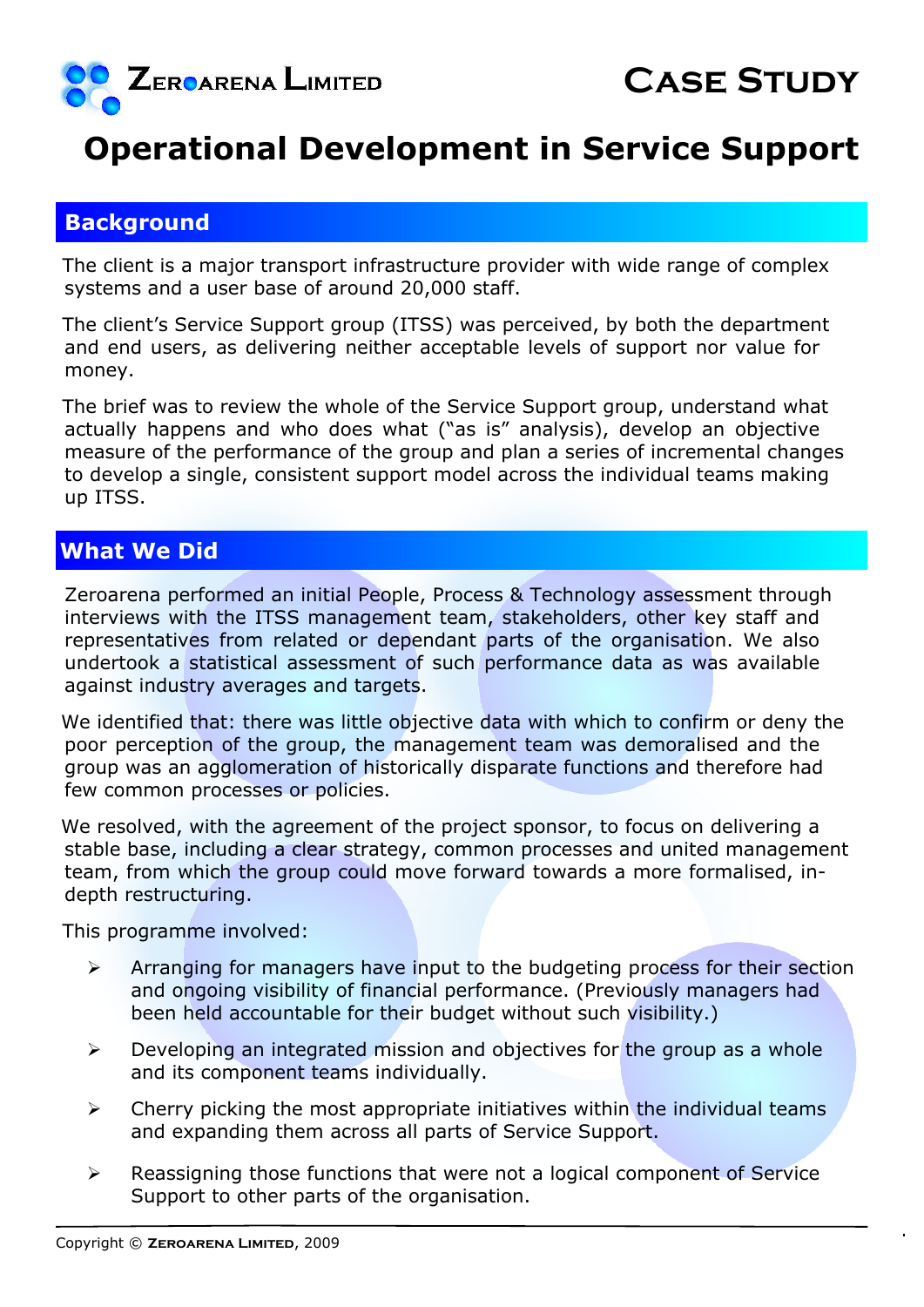ZEROARENA LIMITED

CASE STUDY

# Operational Development in Service Support

## Background

The client is a major transport infrastructure provider with wide range of complex systems and a user base of around 20,000 staff.

The client's Service Support group (ITSS) was perceived, by both the department and end users, as delivering neither acceptable levels of support nor value for money.

The brief was to review the whole of the Service Support group, understand what actually happens and who does what ("as is" analysis), develop an objective measure of the performance of the group and plan a series of incremental changes to develop a single, consistent support model across the individual teams making up ITSS.

## What We Did

Zeroarena performed an initial People, Process & Technology assessment through interviews with the ITSS management team, stakeholders, other key staff and representatives from related or dependant parts of the organisation. We also undertook a statistical assessment of such performance data as was available against industry averages and targets.

We identified that: there was little objective data with which to confirm or deny the poor perception of the group, the management team was demoralised and the group was an agglomeration of historically disparate functions and therefore had few common processes or policies.

We resolved, with the agreement of the project sponsor, to focus on delivering a stable base, including a clear strategy, common processes and united management team, from which the group could move forward towards a more formalised, in-depth restructuring.

This programme involved:

- Arranging for managers have input to the budgeting process for their section and ongoing visibility of financial performance. (Previously managers had been held accountable for their budget without such visibility.)
- Developing an integrated mission and objectives for the group as a whole and its component teams individually.
- Cherry picking the most appropriate initiatives within the individual teams and expanding them across all parts of Service Support.
- Reassigning those functions that were not a logical component of Service Support to other parts of the organisation.

Copyright © ZEROARENA LIMITED, 2009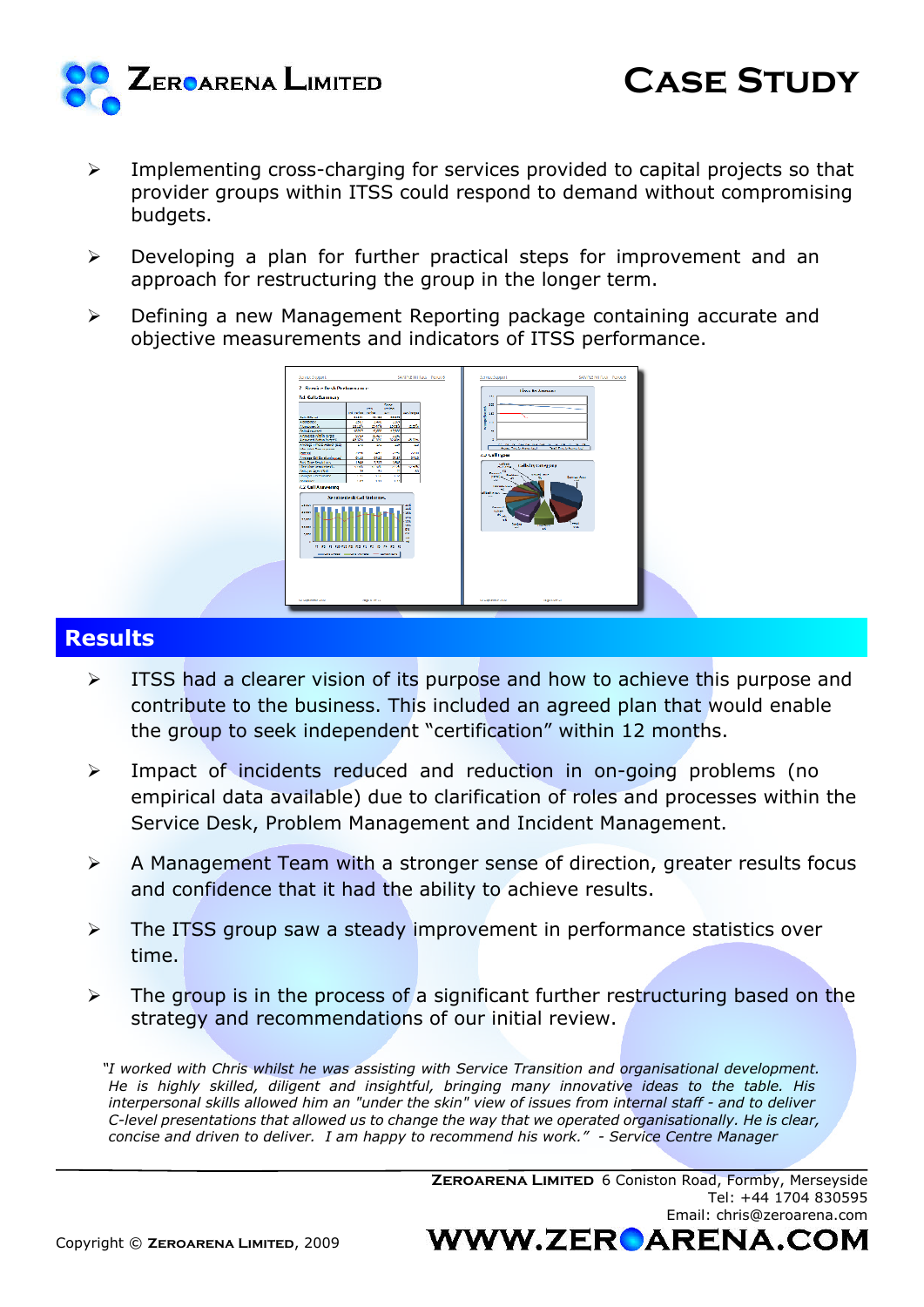- Implementing cross-charging for services provided to capital projects so that provider groups within ITSS could respond to demand without compromising budgets.

- Developing a plan for further practical steps for improvement and an approach for restructuring the group in the longer term.

- Defining a new Management Reporting package containing accurate and objective measurements and indicators of ITSS performance.

## Results

- ITSS had a clearer vision of its purpose and how to achieve this purpose and contribute to the business. This included an agreed plan that would enable the group to seek independent "certification" within 12 months.

- Impact of incidents reduced and reduction in on-going problems (no empirical data available) due to clarification of roles and processes within the Service Desk, Problem Management and Incident Management.

- A Management Team with a stronger sense of direction, greater results focus and confidence that it had the ability to achieve results.

- The ITSS group saw a steady improvement in performance statistics over time.

- The group is in the process of a significant further restructuring based on the strategy and recommendations of our initial review.

*"I worked with Chris whilst he was assisting with Service Transition and organisational development. He is highly skilled, diligent and insightful, bringing many innovative ideas to the table. His interpersonal skills allowed him an "under the skin" view of issues from internal staff - and to deliver C-level presentations that allowed us to change the way that we operated organisationally. He is clear, concise and driven to deliver. I am happy to recommend his work." - Service Centre Manager*

**ZEROARENA LIMITED** 6 Coniston Road, Formby, Merseyside
Tel: +44 1704 830595
Email: chris@zeroarena.com

Copyright © ZEROARENA LIMITED, 2009

WWW.ZEROARENA.COM